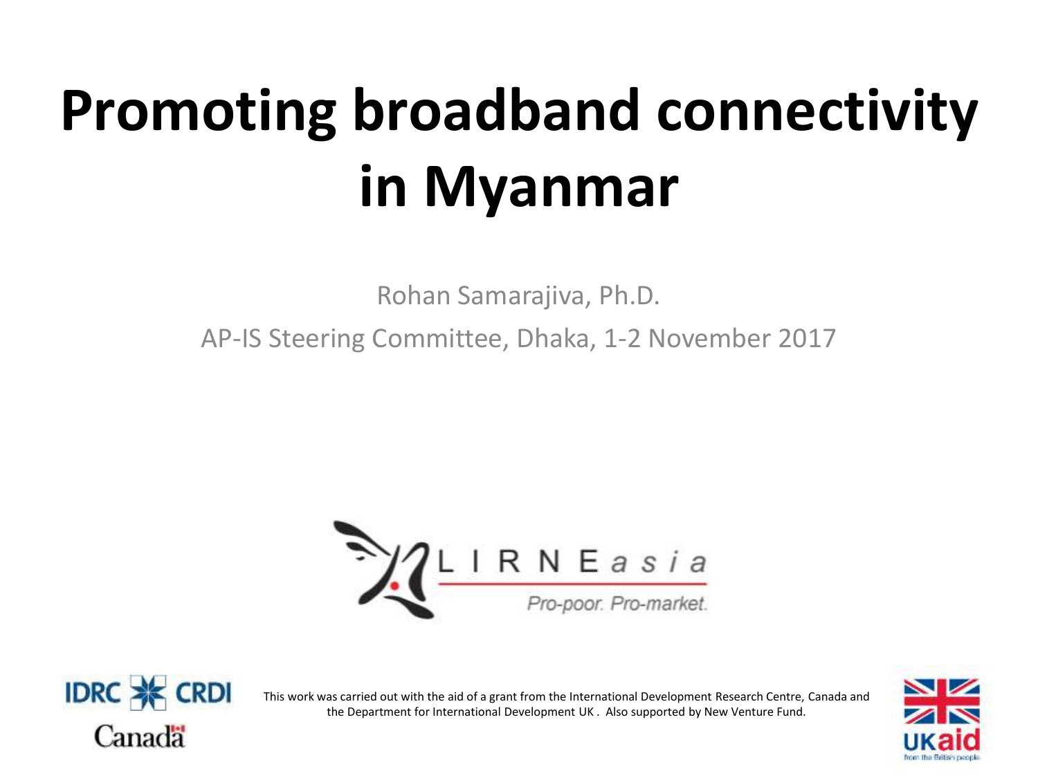# Promoting broadband connectivity in Myanmar

Rohan Samarajiva, Ph.D.

AP-IS Steering Committee, Dhaka, 1-2 November 2017

LIRNEasia

*Pro-poor. Pro-market.*

IDRC CRDI

Canada

This work was carried out with the aid of a grant from the International Development Research Centre, Canada and the Department for International Development UK . Also supported by New Venture Fund.

UKaid from the British people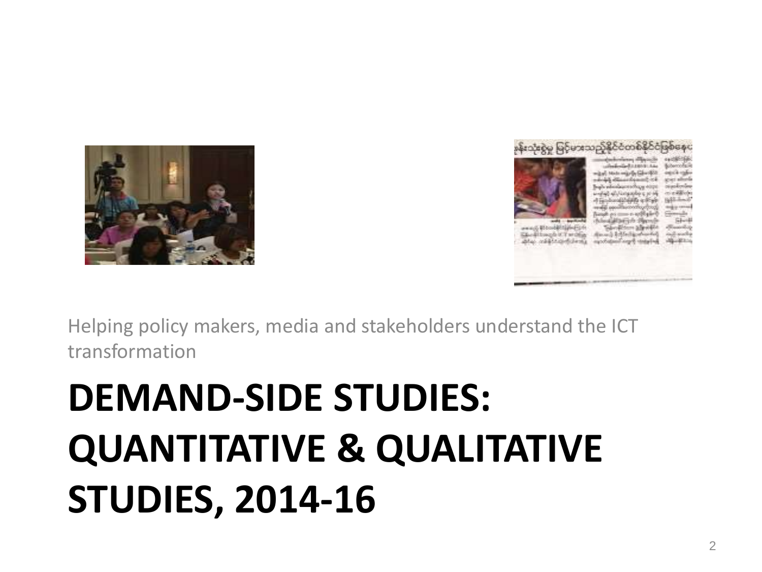Helping policy makers, media and stakeholders understand the ICT transformation

# DEMAND-SIDE STUDIES: QUANTITATIVE & QUALITATIVE STUDIES, 2014-16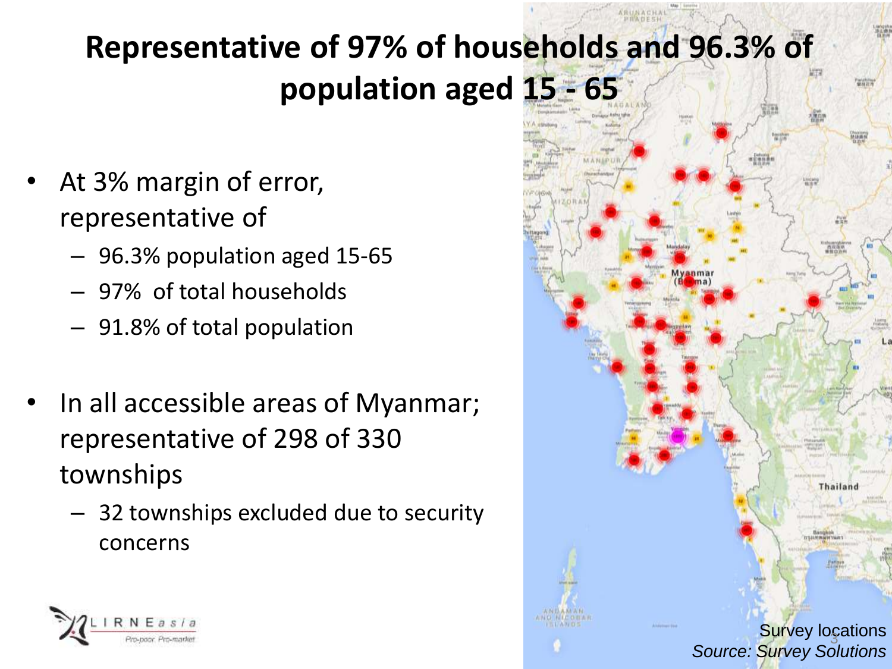# Representative of 97% of households and 96.3% of population aged 15 - 65

- At 3% margin of error, representative of
  - 96.3% population aged 15-65
  - 97% of total households
  - 91.8% of total population
- In all accessible areas of Myanmar; representative of 298 of 330 townships
  - 32 townships excluded due to security concerns

Survey locations
*Source: Survey Solutions*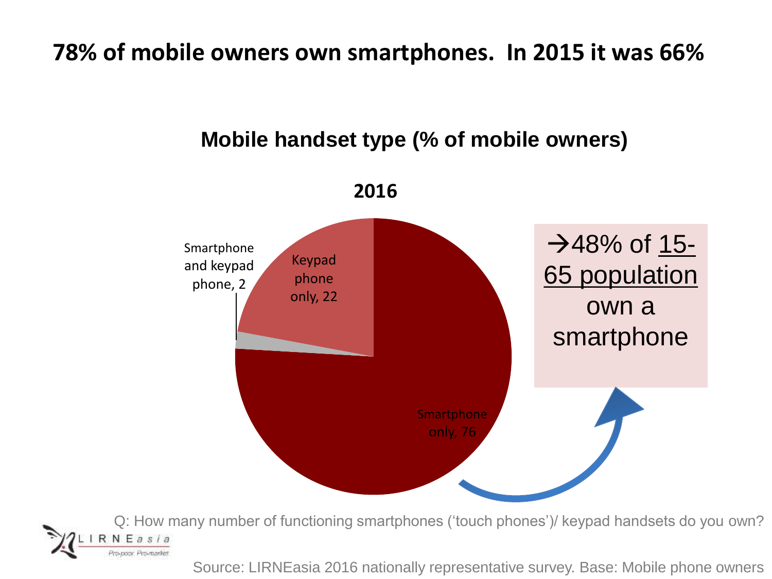# 78% of mobile owners own smartphones. In 2015 it was 66%

## Mobile handset type (% of mobile owners)

**2016**

| Handset type | % of mobile owners |
|---|---|
| Smartphone only | 76 |
| Keypad phone only | 22 |
| Smartphone and keypad phone | 2 |

→48% of 15-65 population own a smartphone

Q: How many number of functioning smartphones ('touch phones')/ keypad handsets do you own?

Source: LIRNEasia 2016 nationally representative survey. Base: Mobile phone owners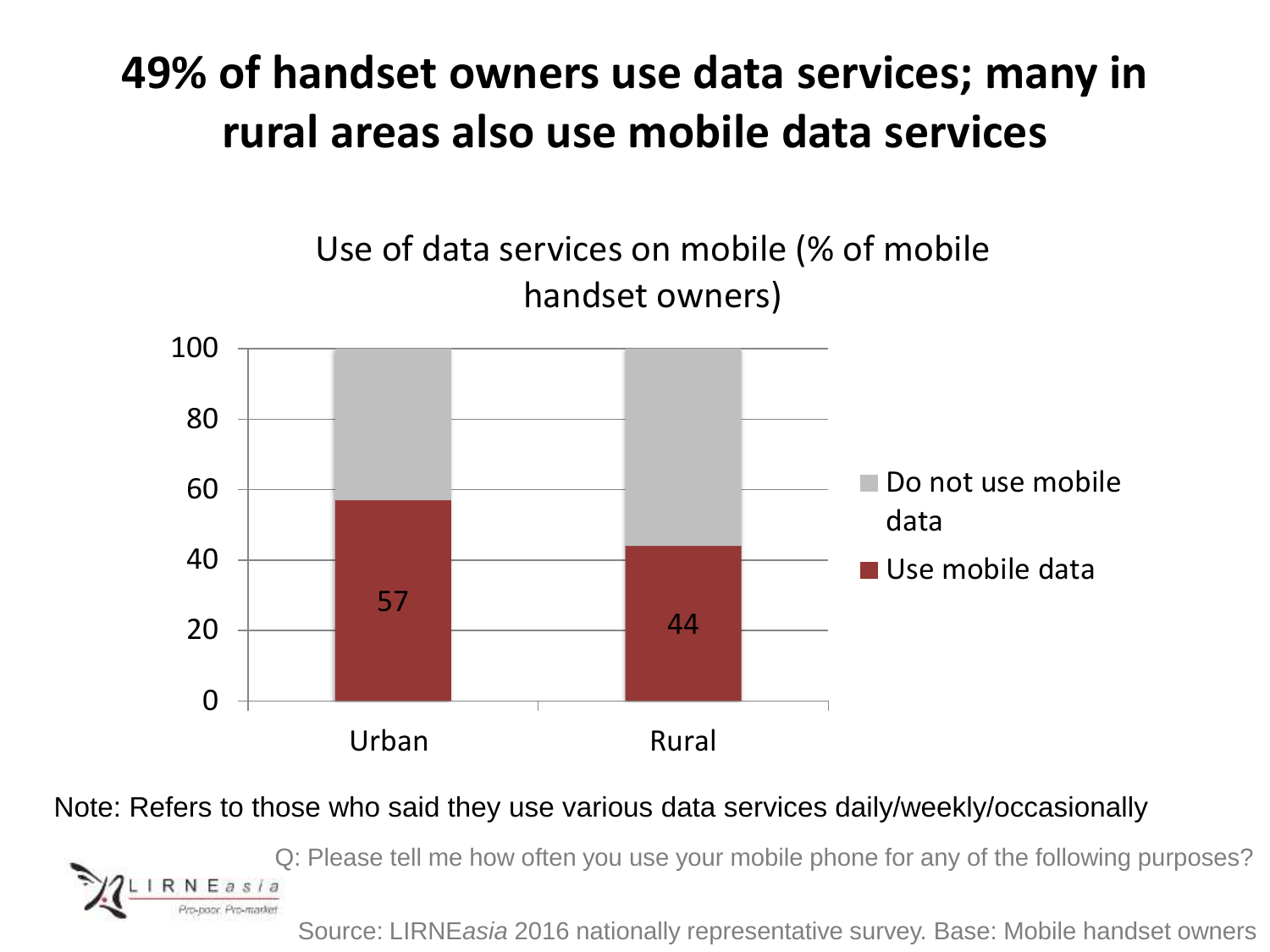# 49% of handset owners use data services; many in rural areas also use mobile data services

Use of data services on mobile (% of mobile handset owners)

| | Use mobile data | Do not use mobile data |
|---|---|---|
| Urban | 57 | |
| Rural | 44 | |

Note: Refers to those who said they use various data services daily/weekly/occasionally

Q: Please tell me how often you use your mobile phone for any of the following purposes?

Source: LIRNE*asia* 2016 nationally representative survey. Base: Mobile handset owners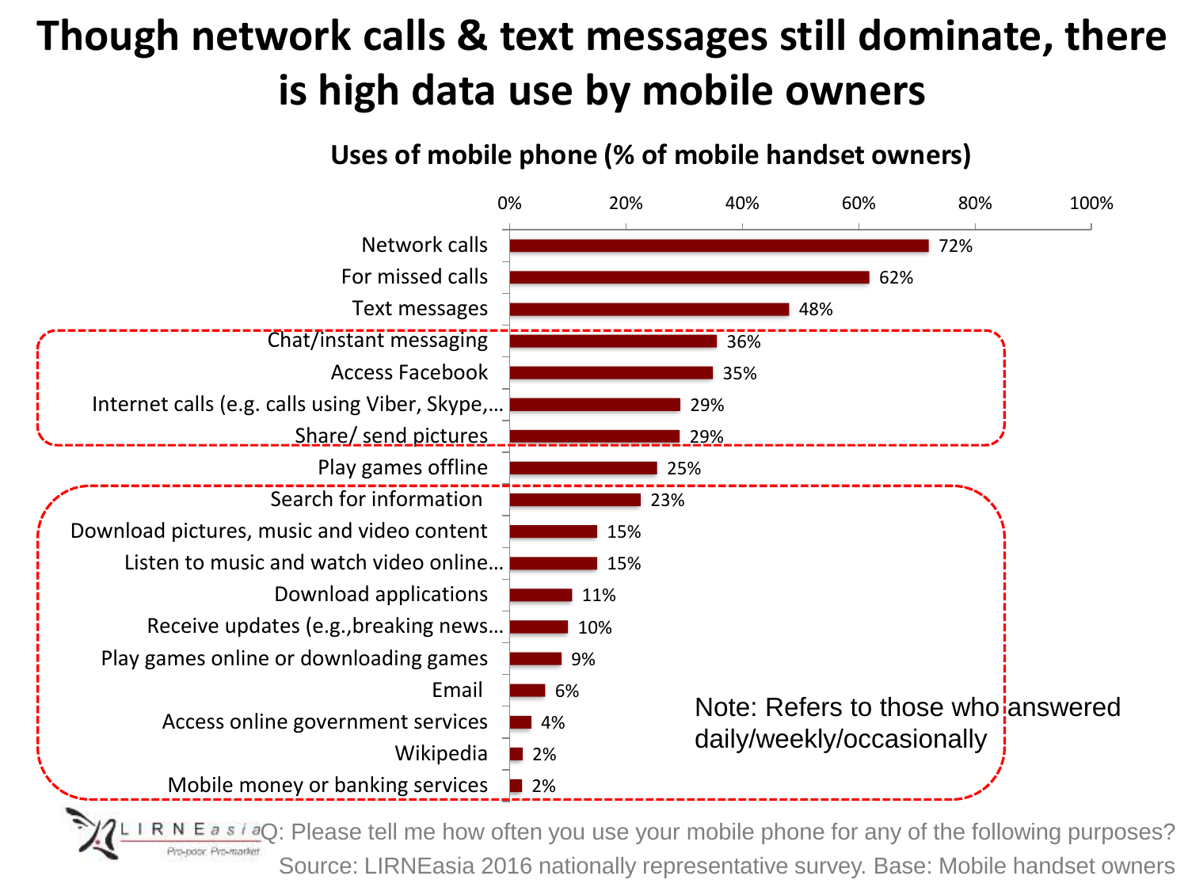# Though network calls & text messages still dominate, there is high data use by mobile owners

**Uses of mobile phone (% of mobile handset owners)**

| Use | % |
|---|---|
| Network calls | 72% |
| For missed calls | 62% |
| Text messages | 48% |
| Chat/instant messaging | 36% |
| Access Facebook | 35% |
| Internet calls (e.g. calls using Viber, Skype,… | 29% |
| Share/ send pictures | 29% |
| Play games offline | 25% |
| Search for information | 23% |
| Download pictures, music and video content | 15% |
| Listen to music and watch video online… | 15% |
| Download applications | 11% |
| Receive updates (e.g.,breaking news… | 10% |
| Play games online or downloading games | 9% |
| Email | 6% |
| Access online government services | 4% |
| Wikipedia | 2% |
| Mobile money or banking services | 2% |

Note: Refers to those who answered daily/weekly/occasionally

Q: Please tell me how often you use your mobile phone for any of the following purposes?

Source: LIRNEasia 2016 nationally representative survey. Base: Mobile handset owners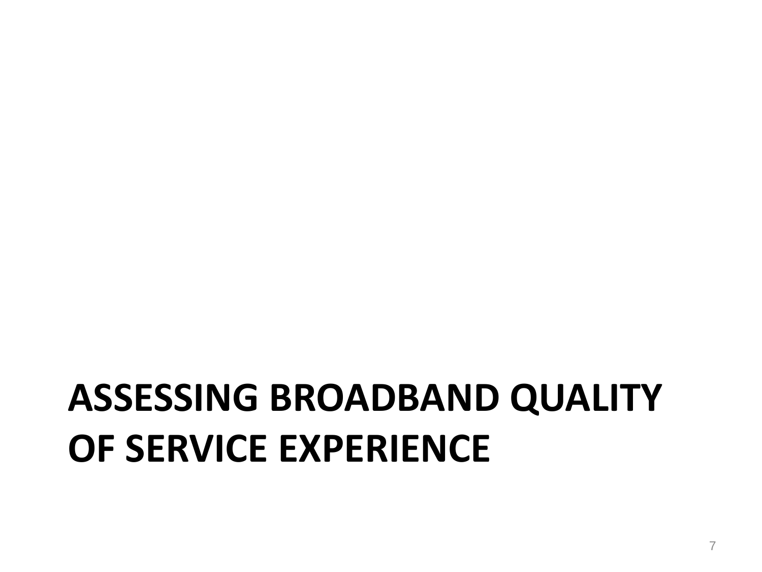# ASSESSING BROADBAND QUALITY OF SERVICE EXPERIENCE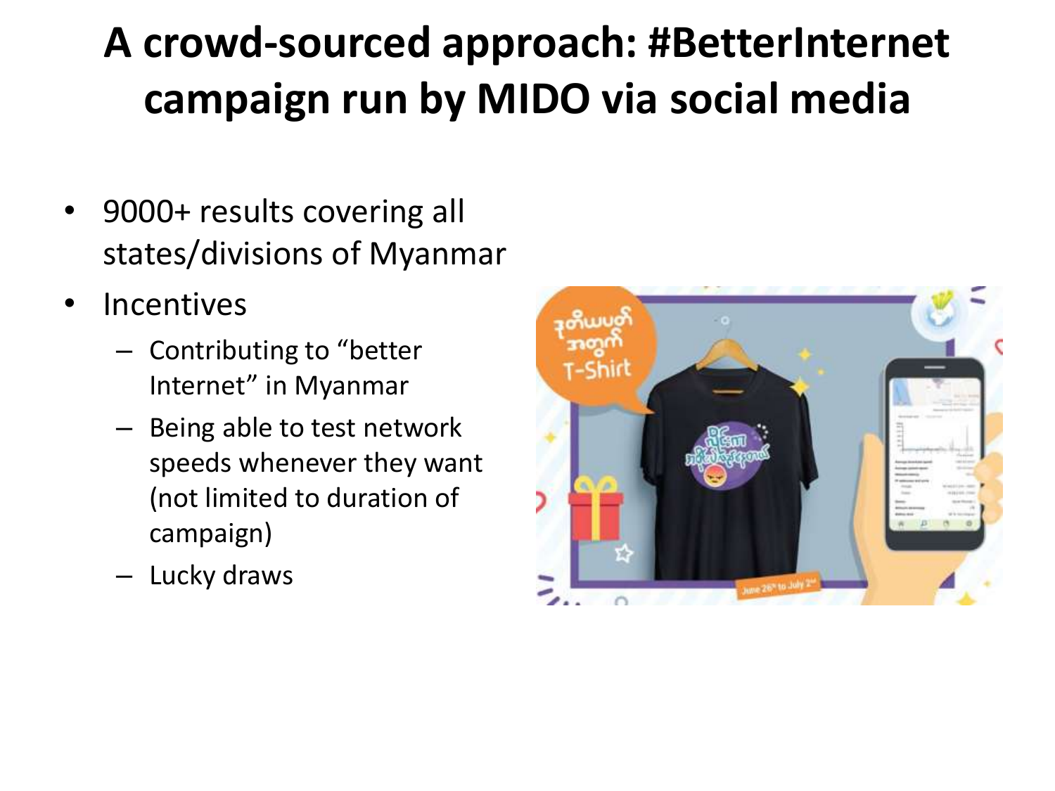# A crowd-sourced approach: #BetterInternet campaign run by MIDO via social media

- 9000+ results covering all states/divisions of Myanmar
- Incentives
  - Contributing to "better Internet" in Myanmar
  - Being able to test network speeds whenever they want (not limited to duration of campaign)
  - Lucky draws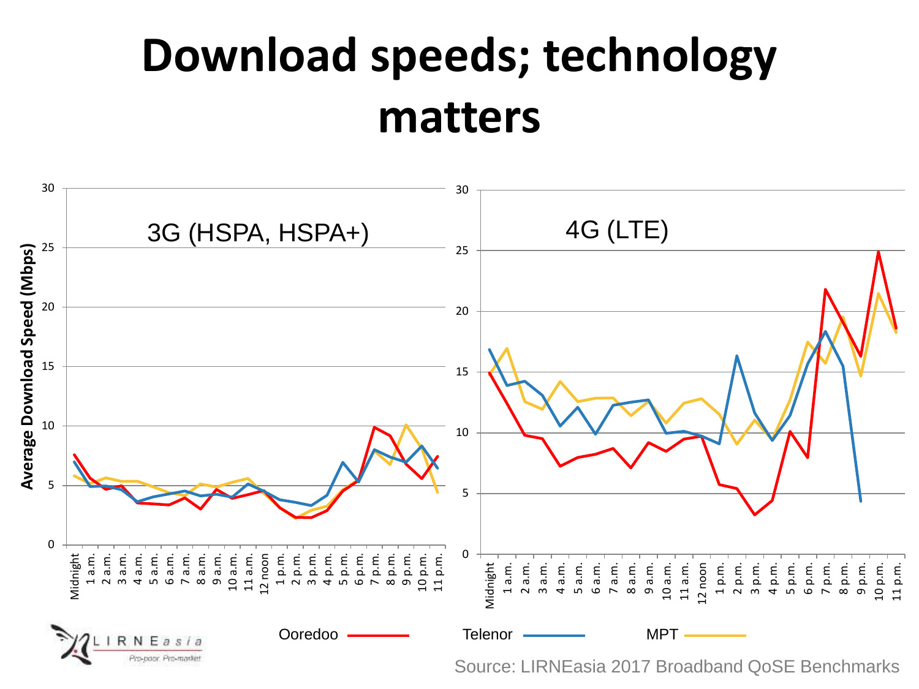# Download speeds; technology matters

3G (HSPA, HSPA+)

4G (LTE)

Average Download Speed (Mbps)

Ooredoo Telenor MPT

Source: LIRNEasia 2017 Broadband QoSE Benchmarks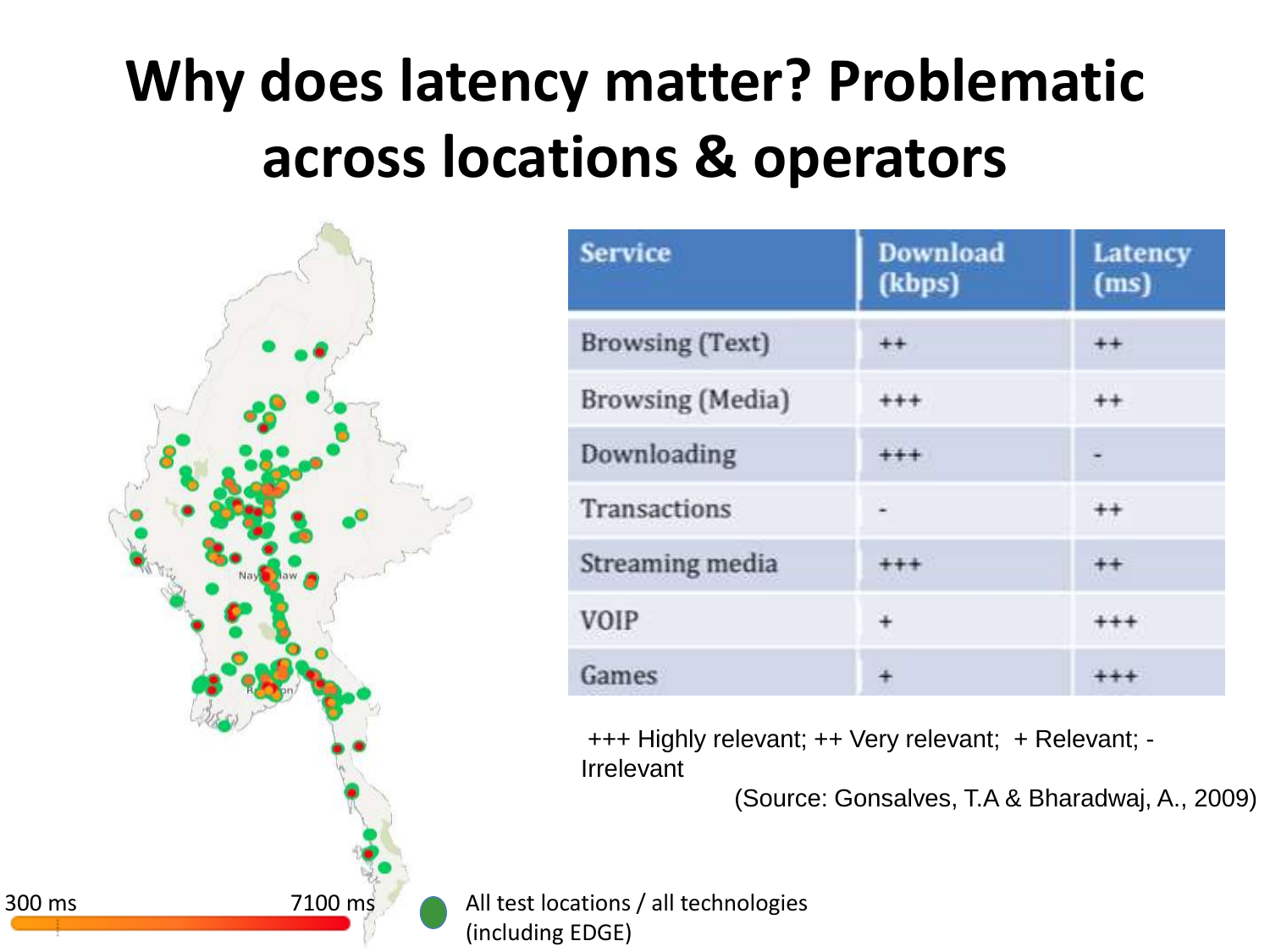# Why does latency matter? Problematic across locations & operators

| Service | Download (kbps) | Latency (ms) |
|---|---|---|
| Browsing (Text) | ++ | ++ |
| Browsing (Media) | +++ | ++ |
| Downloading | +++ | - |
| Transactions | - | ++ |
| Streaming media | +++ | ++ |
| VOIP | + | +++ |
| Games | + | +++ |

+++ Highly relevant; ++ Very relevant; + Relevant; - Irrelevant

(Source: Gonsalves, T.A & Bharadwaj, A., 2009)

300 ms — 7100 ms

All test locations / all technologies (including EDGE)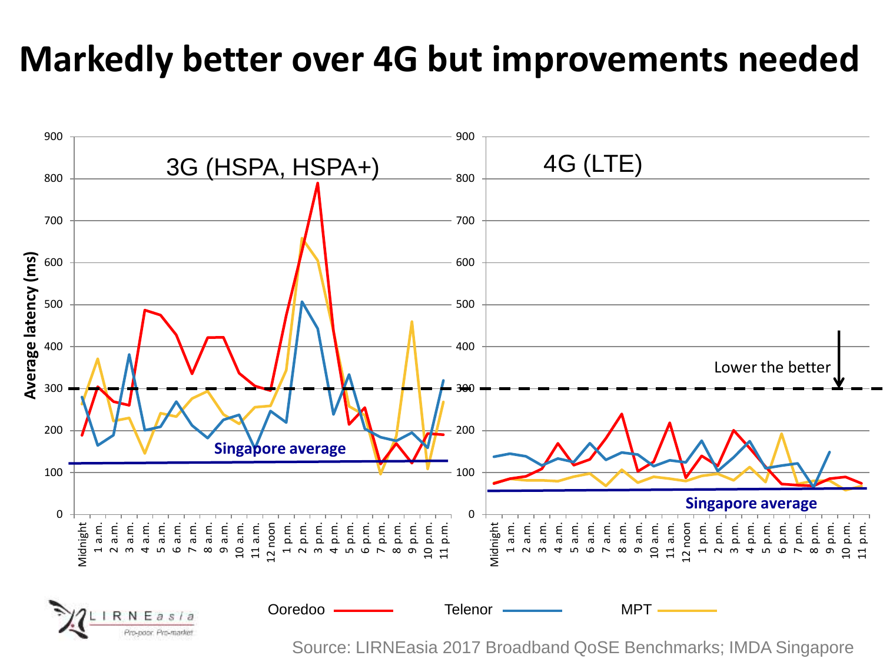# Markedly better over 4G but improvements needed

3G (HSPA, HSPA+)

4G (LTE)

Average latency (ms)

Singapore average

Lower the better

Midnight, 1 a.m., 2 a.m., 3 a.m., 4 a.m., 5 a.m., 6 a.m., 7 a.m., 8 a.m., 9 a.m., 10 a.m., 11 a.m., 12 noon, 1 p.m., 2 p.m., 3 p.m., 4 p.m., 5 p.m., 6 p.m., 7 p.m., 8 p.m., 9 p.m., 10 p.m., 11 p.m.

Ooredoo — Telenor — MPT

LIRNEasia — Pro-poor. Pro-market

Source: LIRNEasia 2017 Broadband QoSE Benchmarks; IMDA Singapore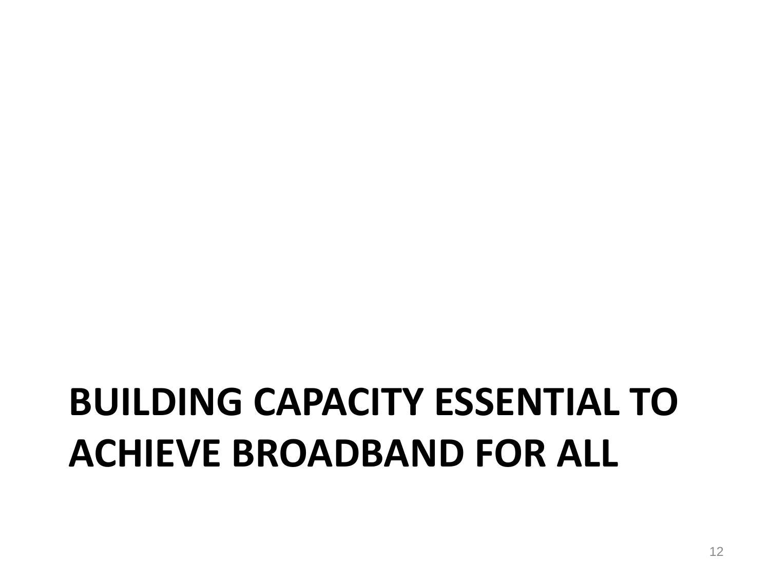# BUILDING CAPACITY ESSENTIAL TO ACHIEVE BROADBAND FOR ALL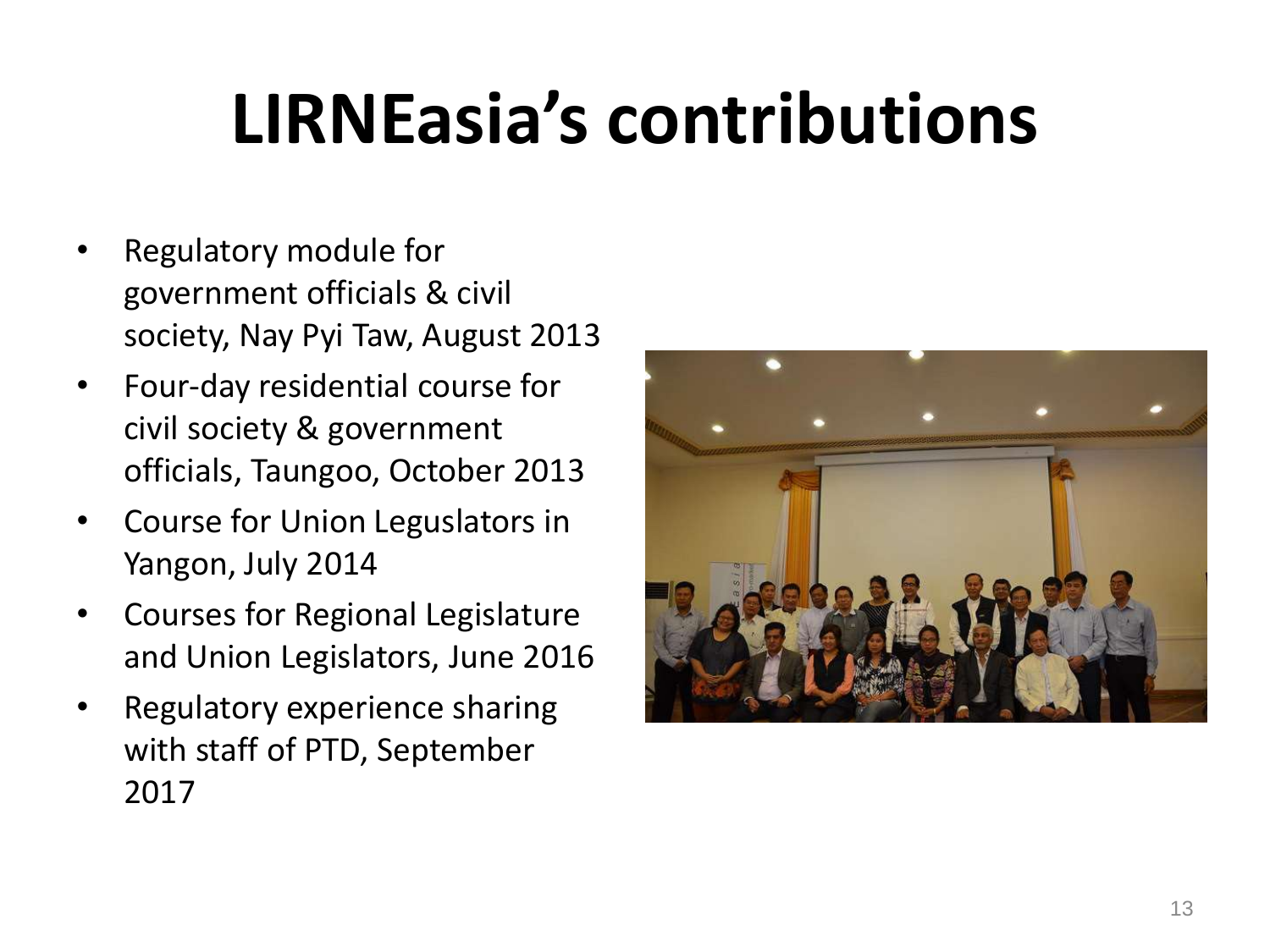# LIRNEasia's contributions

- Regulatory module for government officials & civil society, Nay Pyi Taw, August 2013
- Four-day residential course for civil society & government officials, Taungoo, October 2013
- Course for Union Leguslators in Yangon, July 2014
- Courses for Regional Legislature and Union Legislators, June 2016
- Regulatory experience sharing with staff of PTD, September 2017